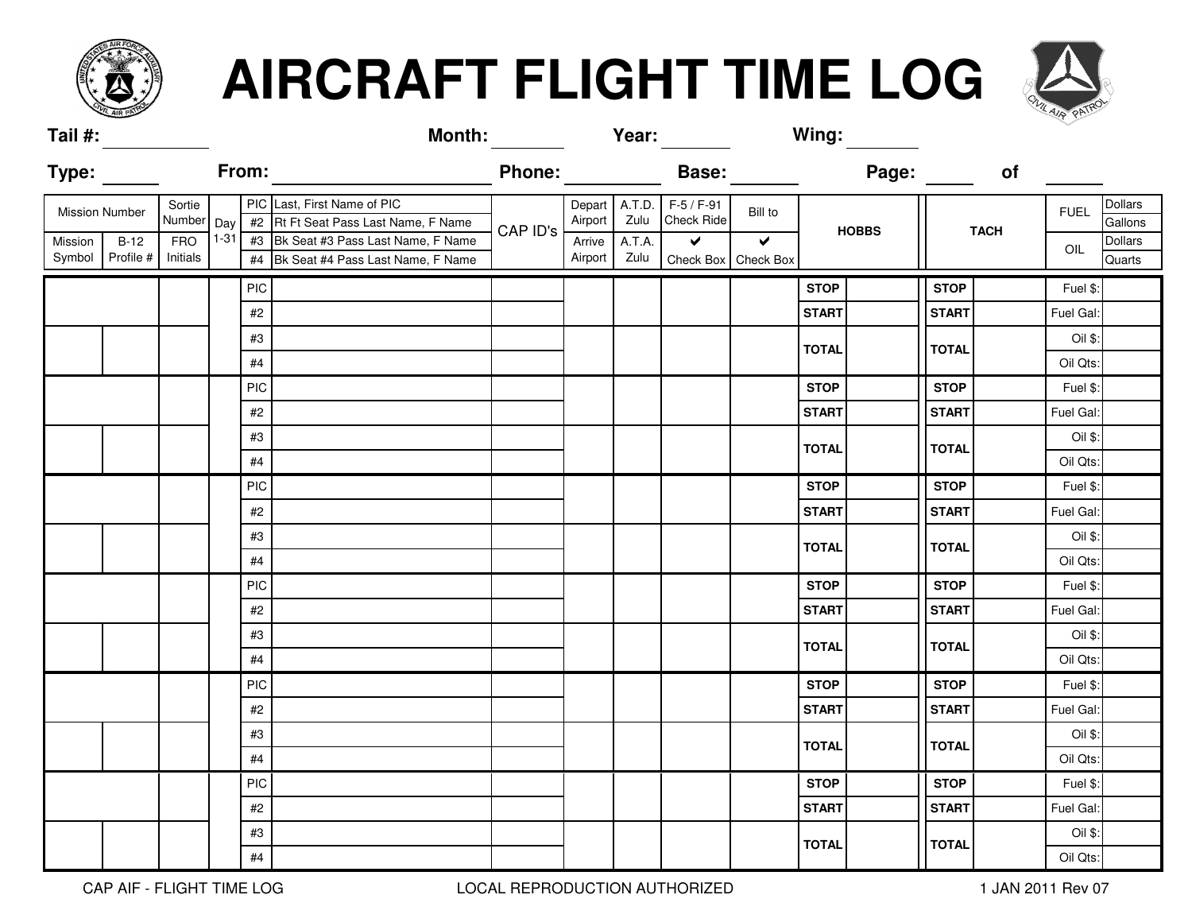# AIRCRAFT FLIGHT TIME LOG

**Tail #:** ________ **Month:** ________ **Year:** ________ **Wing:** ________

**Type:** ______ **From:** ________________ **Phone:** ________ **Base:** ________ **Page:** ______ **of** ______

| Mission Number | | Sortie Number | Day 1-31 | PIC | Last, First Name of PIC | CAP ID's | Depart Airport | A.T.D. Zulu | F-5 / F-91 Check Ride | Bill to | HOBBS | | TACH | | FUEL | Dollars |
|---|---|---|---|---|---|---|---|---|---|---|---|---|---|---|---|---|
| | | | | #2 | Rt Ft Seat Pass Last Name, F Name | | | | | | | | | | | Gallons |
| Mission Symbol | B-12 Profile # | FRO Initials | | #3 | Bk Seat #3 Pass Last Name, F Name | | Arrive Airport | A.T.A. Zulu | ✔ Check Box | ✔ Check Box | | | | | OIL | Dollars |
| | | | | #4 | Bk Seat #4 Pass Last Name, F Name | | | | | | | | | | | Quarts |
| | | | | PIC | | | | | | | **STOP** | | **STOP** | | Fuel $: | |
| | | | | #2 | | | | | | | **START** | | **START** | | Fuel Gal: | |
| | | | | #3 | | | | | | | **TOTAL** | | **TOTAL** | | Oil $: | |
| | | | | #4 | | | | | | | | | | | Oil Qts: | |
| | | | | PIC | | | | | | | **STOP** | | **STOP** | | Fuel $: | |
| | | | | #2 | | | | | | | **START** | | **START** | | Fuel Gal: | |
| | | | | #3 | | | | | | | **TOTAL** | | **TOTAL** | | Oil $: | |
| | | | | #4 | | | | | | | | | | | Oil Qts: | |
| | | | | PIC | | | | | | | **STOP** | | **STOP** | | Fuel $: | |
| | | | | #2 | | | | | | | **START** | | **START** | | Fuel Gal: | |
| | | | | #3 | | | | | | | **TOTAL** | | **TOTAL** | | Oil $: | |
| | | | | #4 | | | | | | | | | | | Oil Qts: | |
| | | | | PIC | | | | | | | **STOP** | | **STOP** | | Fuel $: | |
| | | | | #2 | | | | | | | **START** | | **START** | | Fuel Gal: | |
| | | | | #3 | | | | | | | **TOTAL** | | **TOTAL** | | Oil $: | |
| | | | | #4 | | | | | | | | | | | Oil Qts: | |
| | | | | PIC | | | | | | | **STOP** | | **STOP** | | Fuel $: | |
| | | | | #2 | | | | | | | **START** | | **START** | | Fuel Gal: | |
| | | | | #3 | | | | | | | **TOTAL** | | **TOTAL** | | Oil $: | |
| | | | | #4 | | | | | | | | | | | Oil Qts: | |
| | | | | PIC | | | | | | | **STOP** | | **STOP** | | Fuel $: | |
| | | | | #2 | | | | | | | **START** | | **START** | | Fuel Gal: | |
| | | | | #3 | | | | | | | **TOTAL** | | **TOTAL** | | Oil $: | |
| | | | | #4 | | | | | | | | | | | Oil Qts: | |

CAP AIF - FLIGHT TIME LOG LOCAL REPRODUCTION AUTHORIZED 1 JAN 2011 Rev 07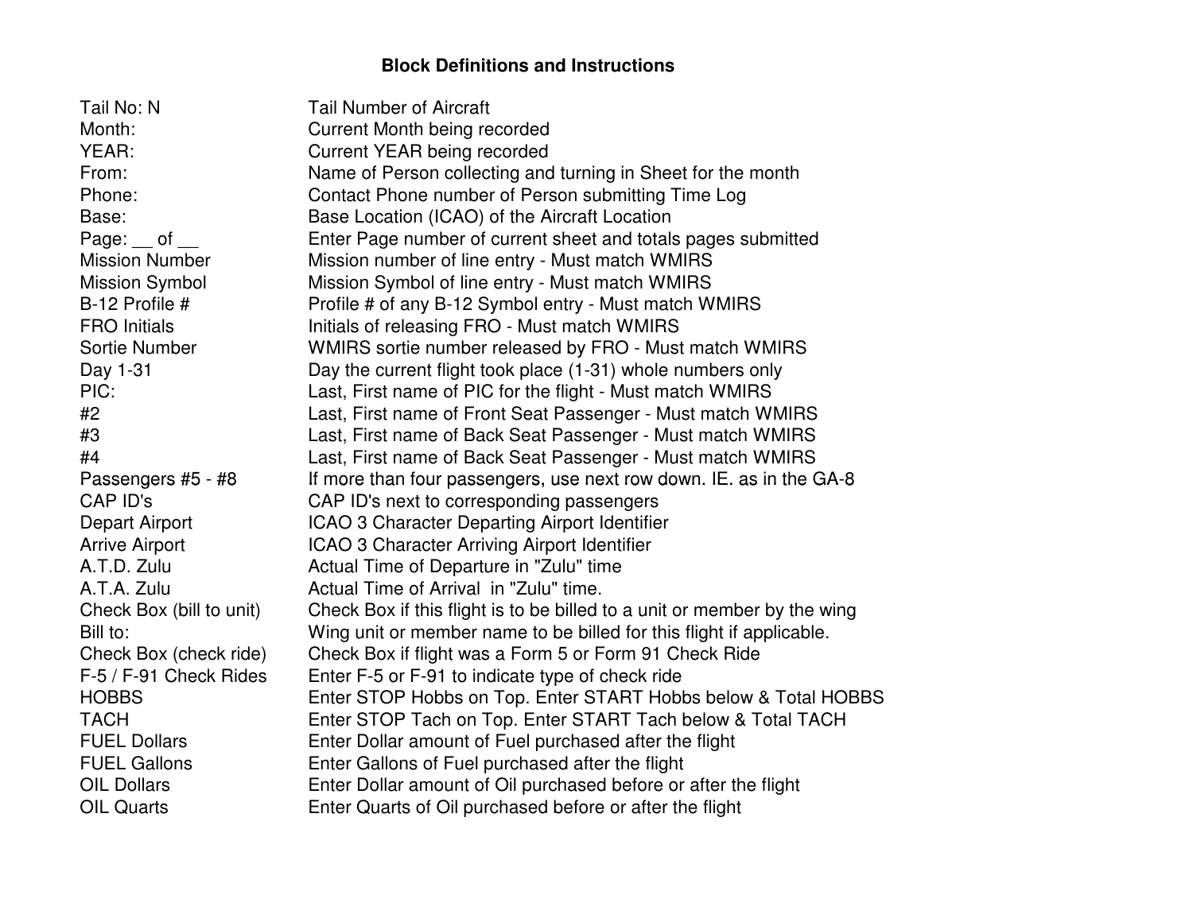## Block Definitions and Instructions

| | |
|---|---|
| Tail No: N | Tail Number of Aircraft |
| Month: | Current Month being recorded |
| YEAR: | Current YEAR being recorded |
| From: | Name of Person collecting and turning in Sheet for the month |
| Phone: | Contact Phone number of Person submitting Time Log |
| Base: | Base Location (ICAO) of the Aircraft Location |
| Page: __ of __ | Enter Page number of current sheet and totals pages submitted |
| Mission Number | Mission number of line entry - Must match WMIRS |
| Mission Symbol | Mission Symbol of line entry - Must match WMIRS |
| B-12 Profile # | Profile # of any B-12 Symbol entry - Must match WMIRS |
| FRO Initials | Initials of releasing FRO - Must match WMIRS |
| Sortie Number | WMIRS sortie number released by FRO - Must match WMIRS |
| Day 1-31 | Day the current flight took place (1-31) whole numbers only |
| PIC: | Last, First name of PIC for the flight - Must match WMIRS |
| #2 | Last, First name of Front Seat Passenger - Must match WMIRS |
| #3 | Last, First name of Back Seat Passenger - Must match WMIRS |
| #4 | Last, First name of Back Seat Passenger - Must match WMIRS |
| Passengers #5 - #8 | If more than four passengers, use next row down. IE. as in the GA-8 |
| CAP ID's | CAP ID's next to corresponding passengers |
| Depart Airport | ICAO 3 Character Departing Airport Identifier |
| Arrive Airport | ICAO 3 Character Arriving Airport Identifier |
| A.T.D. Zulu | Actual Time of Departure in "Zulu" time |
| A.T.A. Zulu | Actual Time of Arrival in "Zulu" time. |
| Check Box (bill to unit) | Check Box if this flight is to be billed to a unit or member by the wing |
| Bill to: | Wing unit or member name to be billed for this flight if applicable. |
| Check Box (check ride) | Check Box if flight was a Form 5 or Form 91 Check Ride |
| F-5 / F-91 Check Rides | Enter F-5 or F-91 to indicate type of check ride |
| HOBBS | Enter STOP Hobbs on Top. Enter START Hobbs below & Total HOBBS |
| TACH | Enter STOP Tach on Top. Enter START Tach below & Total TACH |
| FUEL Dollars | Enter Dollar amount of Fuel purchased after the flight |
| FUEL Gallons | Enter Gallons of Fuel purchased after the flight |
| OIL Dollars | Enter Dollar amount of Oil purchased before or after the flight |
| OIL Quarts | Enter Quarts of Oil purchased before or after the flight |